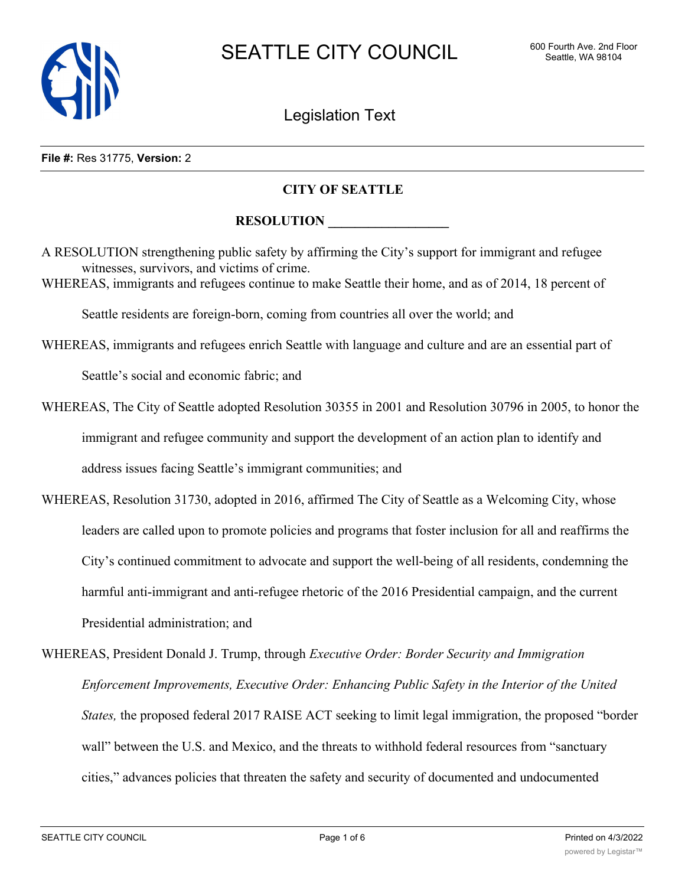**SEATTLE CITY COUNCIL**

600 Fourth Ave. 2nd Floor
Seattle, WA 98104

Legislation Text

**File #:** Res 31775, **Version:** 2

**CITY OF SEATTLE**

**RESOLUTION __________________**

A RESOLUTION strengthening public safety by affirming the City's support for immigrant and refugee witnesses, survivors, and victims of crime.

WHEREAS, immigrants and refugees continue to make Seattle their home, and as of 2014, 18 percent of Seattle residents are foreign-born, coming from countries all over the world; and

WHEREAS, immigrants and refugees enrich Seattle with language and culture and are an essential part of Seattle's social and economic fabric; and

WHEREAS, The City of Seattle adopted Resolution 30355 in 2001 and Resolution 30796 in 2005, to honor the immigrant and refugee community and support the development of an action plan to identify and address issues facing Seattle's immigrant communities; and

WHEREAS, Resolution 31730, adopted in 2016, affirmed The City of Seattle as a Welcoming City, whose leaders are called upon to promote policies and programs that foster inclusion for all and reaffirms the City's continued commitment to advocate and support the well-being of all residents, condemning the harmful anti-immigrant and anti-refugee rhetoric of the 2016 Presidential campaign, and the current Presidential administration; and

WHEREAS, President Donald J. Trump, through *Executive Order: Border Security and Immigration Enforcement Improvements, Executive Order: Enhancing Public Safety in the Interior of the United States,* the proposed federal 2017 RAISE ACT seeking to limit legal immigration, the proposed "border wall" between the U.S. and Mexico, and the threats to withhold federal resources from "sanctuary cities," advances policies that threaten the safety and security of documented and undocumented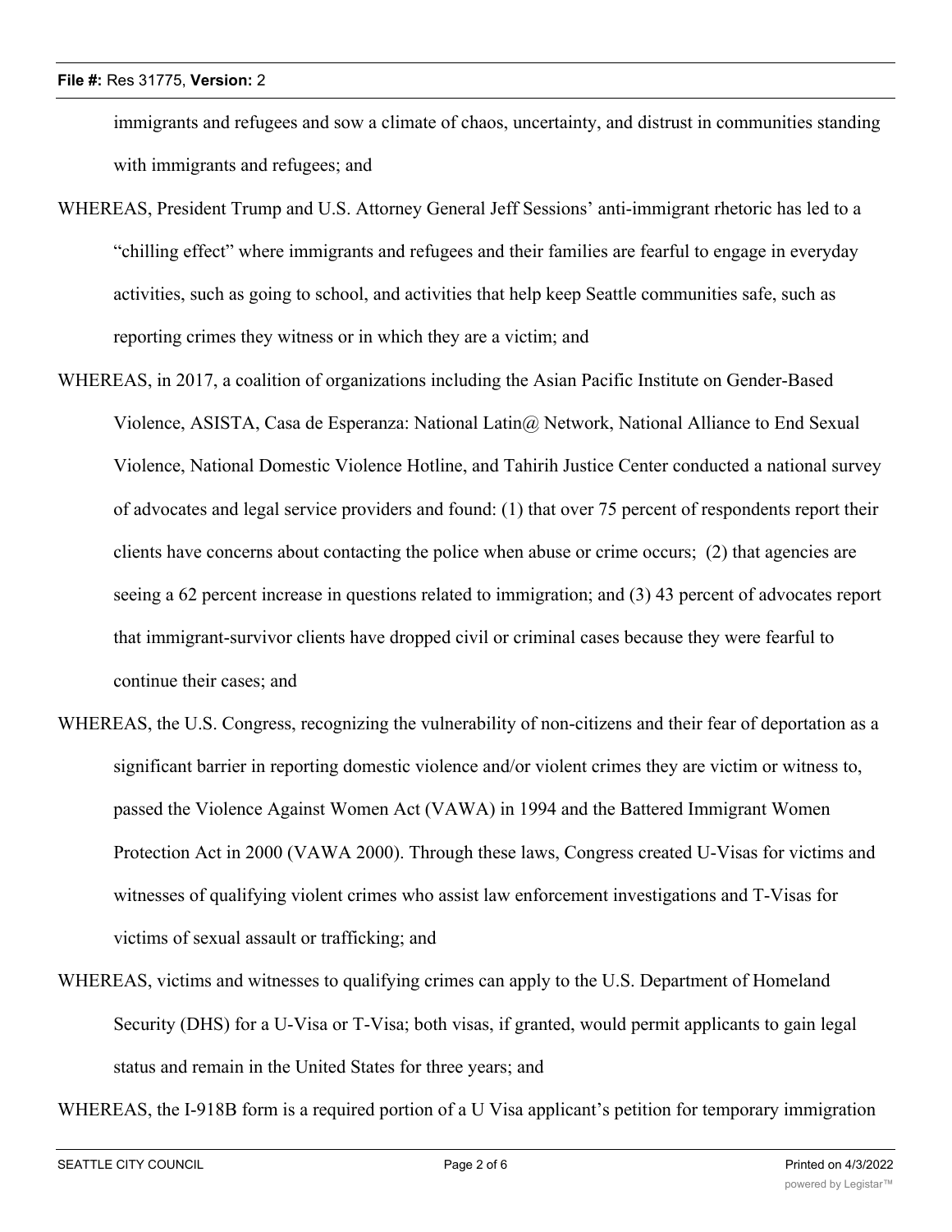immigrants and refugees and sow a climate of chaos, uncertainty, and distrust in communities standing with immigrants and refugees; and

WHEREAS, President Trump and U.S. Attorney General Jeff Sessions' anti-immigrant rhetoric has led to a "chilling effect" where immigrants and refugees and their families are fearful to engage in everyday activities, such as going to school, and activities that help keep Seattle communities safe, such as reporting crimes they witness or in which they are a victim; and

WHEREAS, in 2017, a coalition of organizations including the Asian Pacific Institute on Gender-Based Violence, ASISTA, Casa de Esperanza: National Latin@ Network, National Alliance to End Sexual Violence, National Domestic Violence Hotline, and Tahirih Justice Center conducted a national survey of advocates and legal service providers and found: (1) that over 75 percent of respondents report their clients have concerns about contacting the police when abuse or crime occurs; (2) that agencies are seeing a 62 percent increase in questions related to immigration; and (3) 43 percent of advocates report that immigrant-survivor clients have dropped civil or criminal cases because they were fearful to continue their cases; and

WHEREAS, the U.S. Congress, recognizing the vulnerability of non-citizens and their fear of deportation as a significant barrier in reporting domestic violence and/or violent crimes they are victim or witness to, passed the Violence Against Women Act (VAWA) in 1994 and the Battered Immigrant Women Protection Act in 2000 (VAWA 2000). Through these laws, Congress created U-Visas for victims and witnesses of qualifying violent crimes who assist law enforcement investigations and T-Visas for victims of sexual assault or trafficking; and

WHEREAS, victims and witnesses to qualifying crimes can apply to the U.S. Department of Homeland Security (DHS) for a U-Visa or T-Visa; both visas, if granted, would permit applicants to gain legal status and remain in the United States for three years; and

WHEREAS, the I-918B form is a required portion of a U Visa applicant's petition for temporary immigration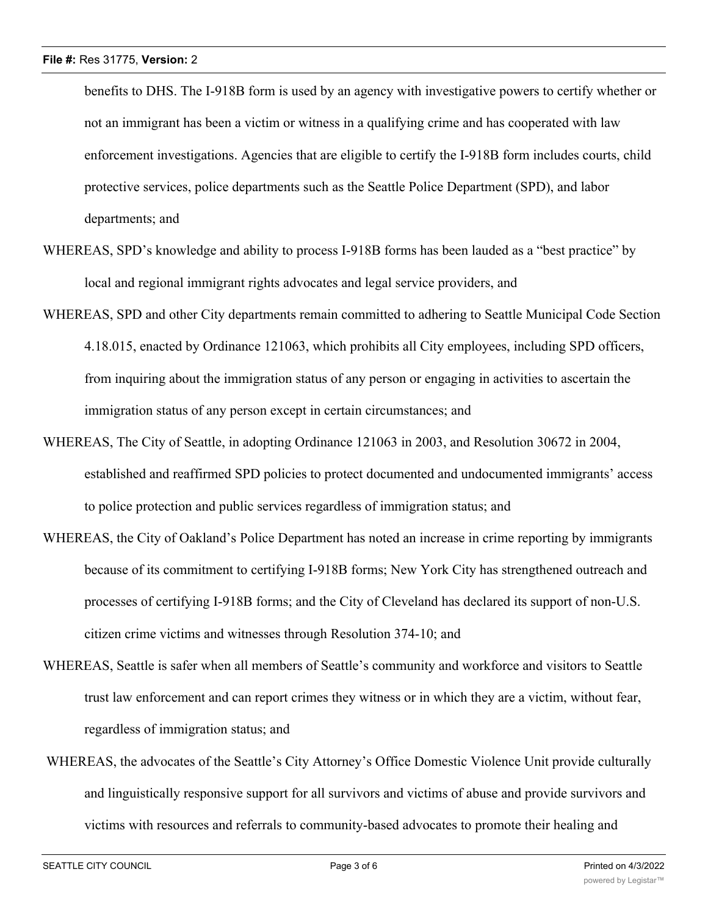benefits to DHS. The I-918B form is used by an agency with investigative powers to certify whether or not an immigrant has been a victim or witness in a qualifying crime and has cooperated with law enforcement investigations. Agencies that are eligible to certify the I-918B form includes courts, child protective services, police departments such as the Seattle Police Department (SPD), and labor departments; and

WHEREAS, SPD's knowledge and ability to process I-918B forms has been lauded as a "best practice" by local and regional immigrant rights advocates and legal service providers, and

WHEREAS, SPD and other City departments remain committed to adhering to Seattle Municipal Code Section 4.18.015, enacted by Ordinance 121063, which prohibits all City employees, including SPD officers, from inquiring about the immigration status of any person or engaging in activities to ascertain the immigration status of any person except in certain circumstances; and

WHEREAS, The City of Seattle, in adopting Ordinance 121063 in 2003, and Resolution 30672 in 2004, established and reaffirmed SPD policies to protect documented and undocumented immigrants' access to police protection and public services regardless of immigration status; and

WHEREAS, the City of Oakland's Police Department has noted an increase in crime reporting by immigrants because of its commitment to certifying I-918B forms; New York City has strengthened outreach and processes of certifying I-918B forms; and the City of Cleveland has declared its support of non-U.S. citizen crime victims and witnesses through Resolution 374-10; and

WHEREAS, Seattle is safer when all members of Seattle's community and workforce and visitors to Seattle trust law enforcement and can report crimes they witness or in which they are a victim, without fear, regardless of immigration status; and

WHEREAS, the advocates of the Seattle's City Attorney's Office Domestic Violence Unit provide culturally and linguistically responsive support for all survivors and victims of abuse and provide survivors and victims with resources and referrals to community-based advocates to promote their healing and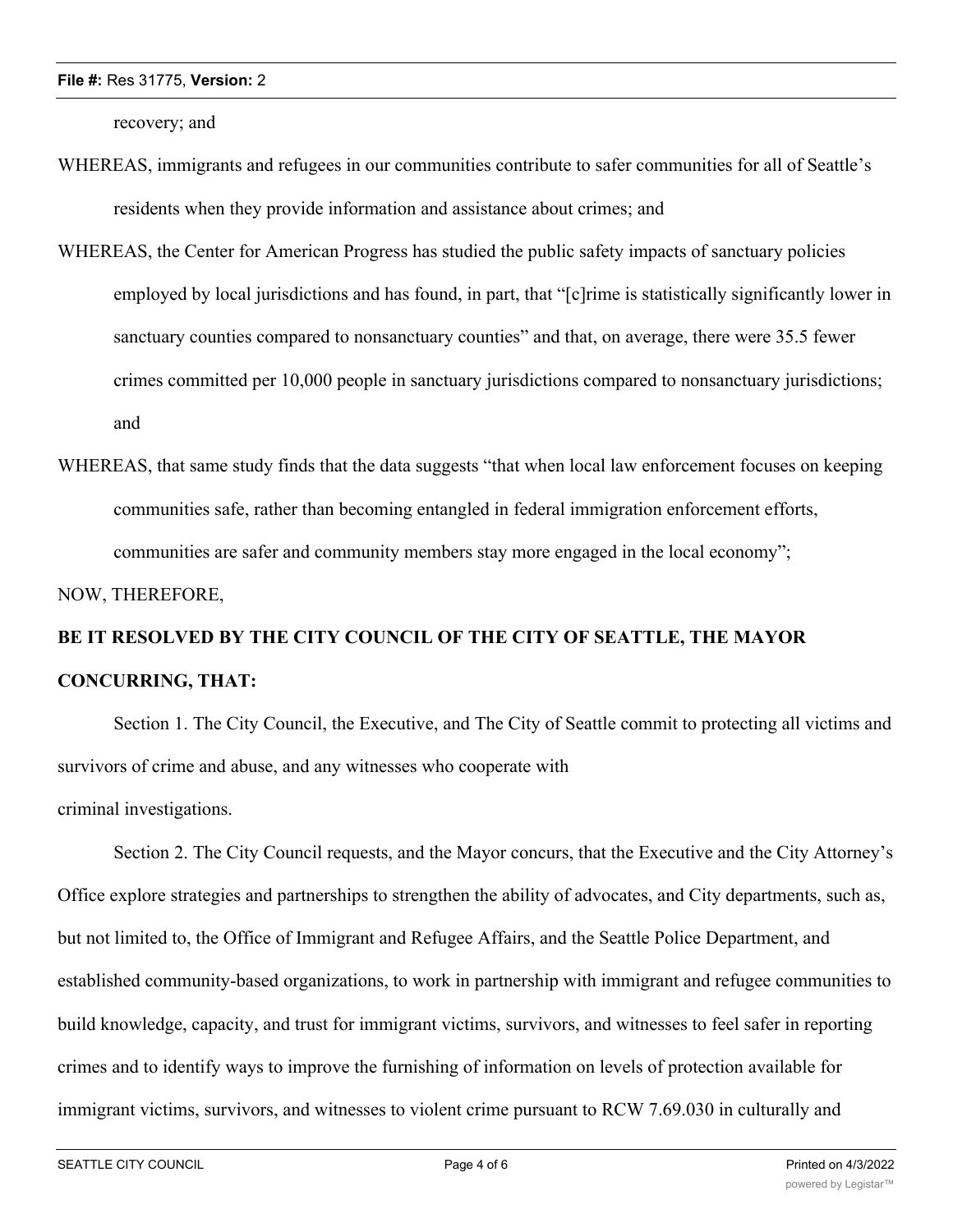recovery; and

WHEREAS, immigrants and refugees in our communities contribute to safer communities for all of Seattle's residents when they provide information and assistance about crimes; and

WHEREAS, the Center for American Progress has studied the public safety impacts of sanctuary policies employed by local jurisdictions and has found, in part, that "[c]rime is statistically significantly lower in sanctuary counties compared to nonsanctuary counties" and that, on average, there were 35.5 fewer crimes committed per 10,000 people in sanctuary jurisdictions compared to nonsanctuary jurisdictions; and

WHEREAS, that same study finds that the data suggests "that when local law enforcement focuses on keeping communities safe, rather than becoming entangled in federal immigration enforcement efforts, communities are safer and community members stay more engaged in the local economy";

NOW, THEREFORE,

**BE IT RESOLVED BY THE CITY COUNCIL OF THE CITY OF SEATTLE, THE MAYOR CONCURRING, THAT:**

Section 1. The City Council, the Executive, and The City of Seattle commit to protecting all victims and survivors of crime and abuse, and any witnesses who cooperate with criminal investigations.

Section 2. The City Council requests, and the Mayor concurs, that the Executive and the City Attorney's Office explore strategies and partnerships to strengthen the ability of advocates, and City departments, such as, but not limited to, the Office of Immigrant and Refugee Affairs, and the Seattle Police Department, and established community-based organizations, to work in partnership with immigrant and refugee communities to build knowledge, capacity, and trust for immigrant victims, survivors, and witnesses to feel safer in reporting crimes and to identify ways to improve the furnishing of information on levels of protection available for immigrant victims, survivors, and witnesses to violent crime pursuant to RCW 7.69.030 in culturally and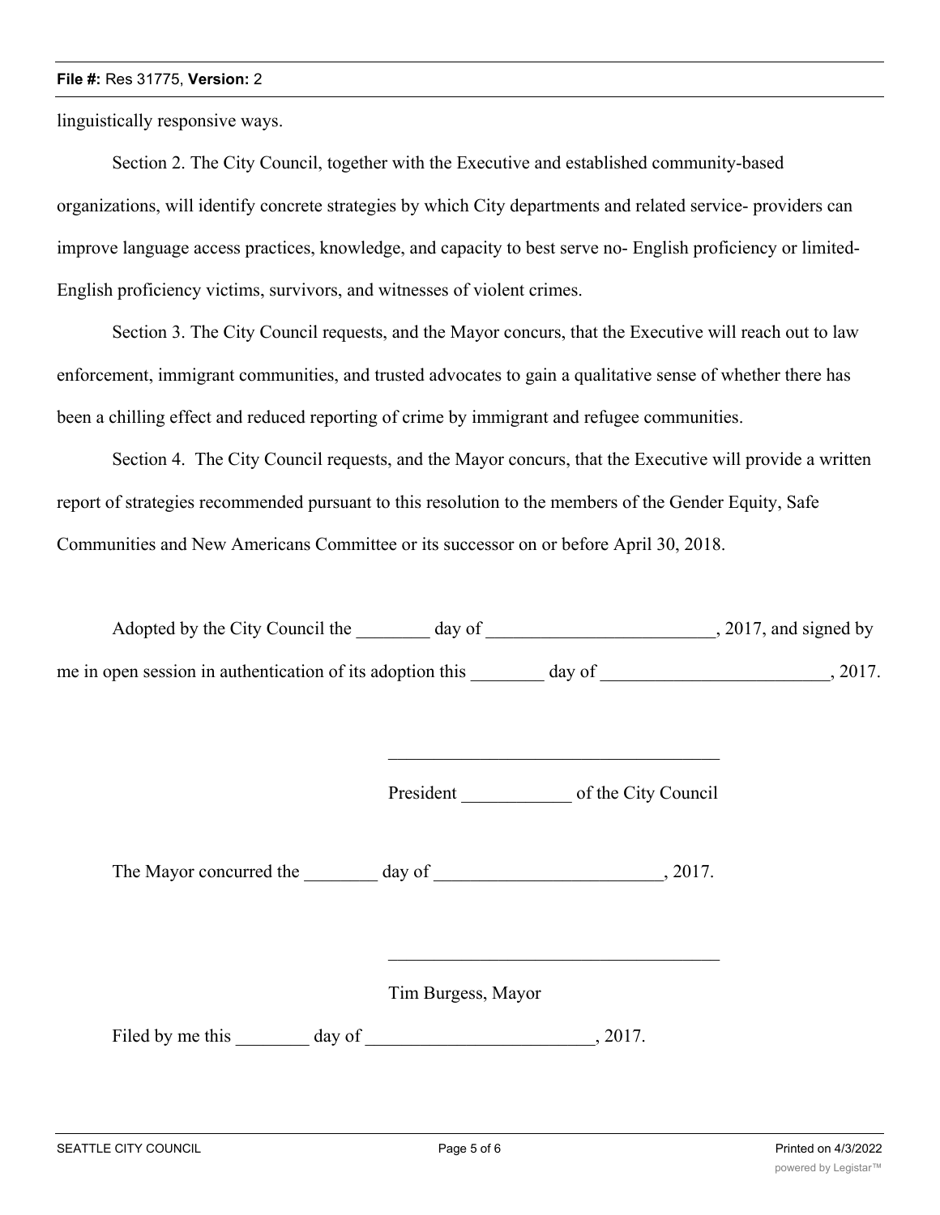linguistically responsive ways.

Section 2. The City Council, together with the Executive and established community-based organizations, will identify concrete strategies by which City departments and related service- providers can improve language access practices, knowledge, and capacity to best serve no- English proficiency or limited-English proficiency victims, survivors, and witnesses of violent crimes.

Section 3. The City Council requests, and the Mayor concurs, that the Executive will reach out to law enforcement, immigrant communities, and trusted advocates to gain a qualitative sense of whether there has been a chilling effect and reduced reporting of crime by immigrant and refugee communities.

Section 4. The City Council requests, and the Mayor concurs, that the Executive will provide a written report of strategies recommended pursuant to this resolution to the members of the Gender Equity, Safe Communities and New Americans Committee or its successor on or before April 30, 2018.

Adopted by the City Council the ________ day of _________________________, 2017, and signed by me in open session in authentication of its adoption this ________ day of _________________________, 2017.

____________________________________

President ____________ of the City Council

The Mayor concurred the ________ day of _________________________, 2017.

____________________________________

Tim Burgess, Mayor

Filed by me this ________ day of _________________________, 2017.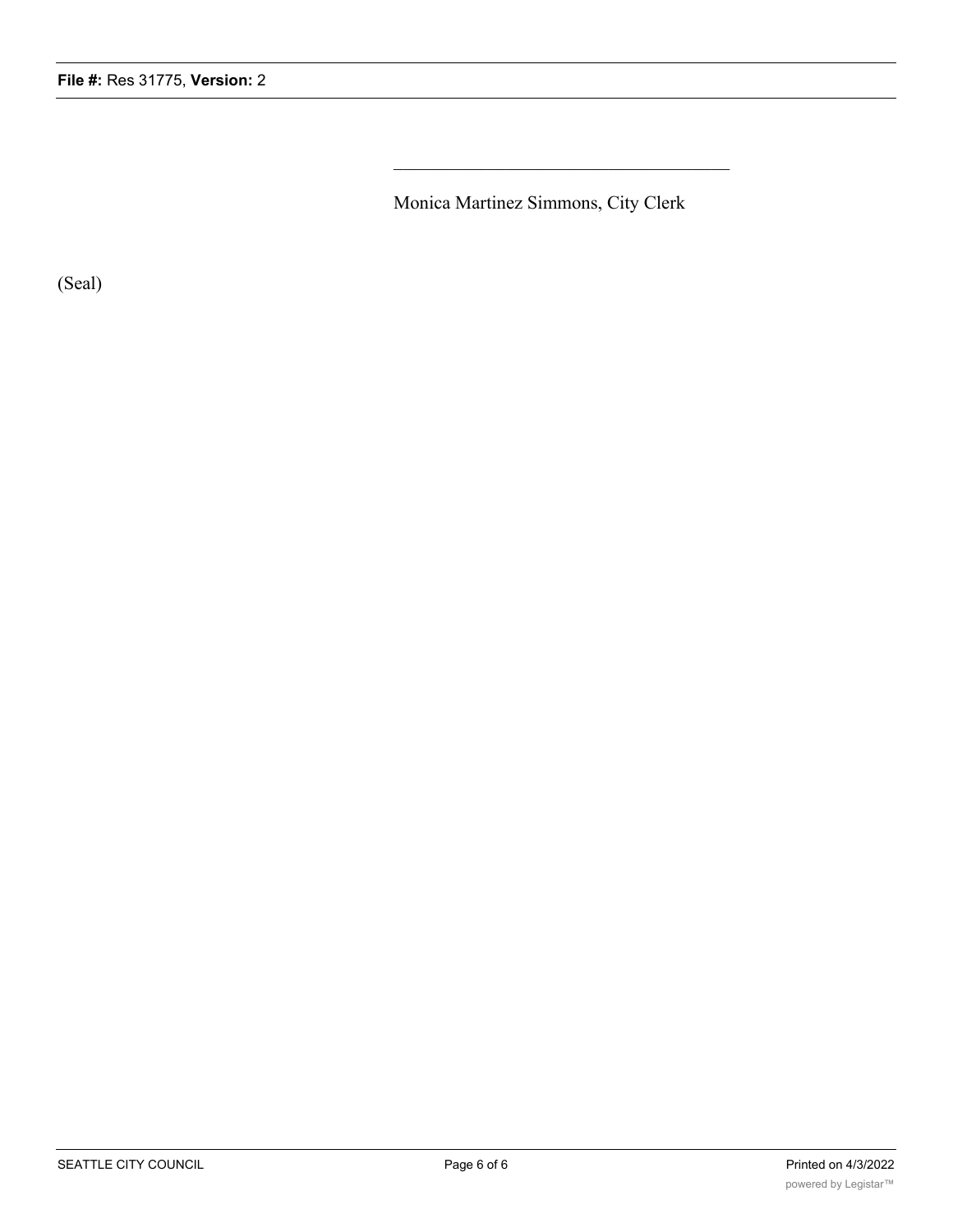\_\_\_\_\_\_\_\_\_\_\_\_\_\_\_\_\_\_\_\_\_\_\_\_\_\_\_\_\_\_\_\_\_\_\_\_\_\_\_\_

Monica Martinez Simmons, City Clerk

(Seal)